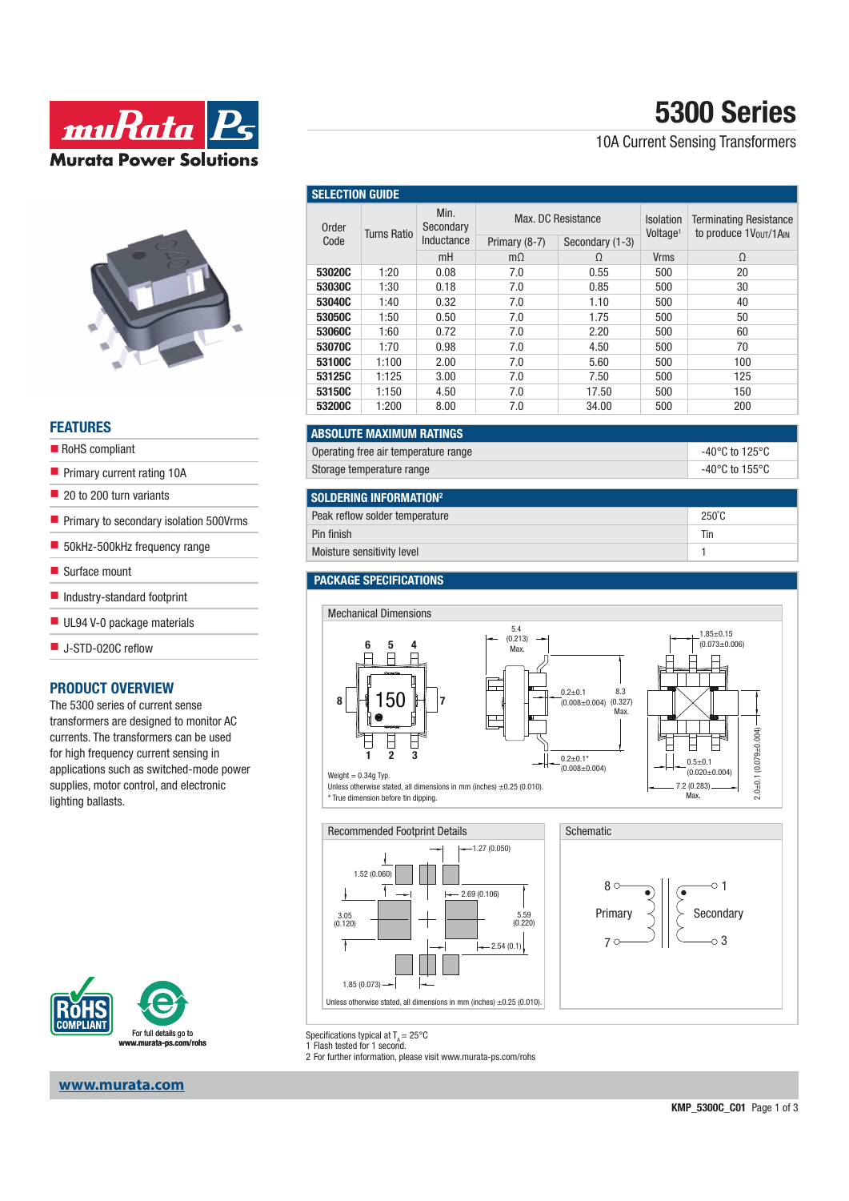# 5300 Series

10A Current Sensing Transformers

## FEATURES

- RoHS compliant
- Primary current rating 10A
- 20 to 200 turn variants
- Primary to secondary isolation 500Vrms
- 50kHz-500kHz frequency range
- Surface mount
- Industry-standard footprint
- UL94 V-0 package materials
- J-STD-020C reflow

## PRODUCT OVERVIEW

The 5300 series of current sense transformers are designed to monitor AC currents. The transformers can be used for high frequency current sensing in applications such as switched-mode power supplies, motor control, and electronic lighting ballasts.

For full details go to www.murata-ps.com/rohs

## SELECTION GUIDE

| Order Code | Turns Ratio | Min. Secondary Inductance | Max. DC Resistance | | Isolation Voltage[1] | Terminating Resistance to produce $1V_{OUT}/1A_{IN}$ |
|---|---|---|---|---|---|---|
| | | | Primary (8-7) | Secondary (1-3) | | |
| | | mH | mΩ | Ω | Vrms | Ω |
| **53020C** | 1:20 | 0.08 | 7.0 | 0.55 | 500 | 20 |
| **53030C** | 1:30 | 0.18 | 7.0 | 0.85 | 500 | 30 |
| **53040C** | 1:40 | 0.32 | 7.0 | 1.10 | 500 | 40 |
| **53050C** | 1:50 | 0.50 | 7.0 | 1.75 | 500 | 50 |
| **53060C** | 1:60 | 0.72 | 7.0 | 2.20 | 500 | 60 |
| **53070C** | 1:70 | 0.98 | 7.0 | 4.50 | 500 | 70 |
| **53100C** | 1:100 | 2.00 | 7.0 | 5.60 | 500 | 100 |
| **53125C** | 1:125 | 3.00 | 7.0 | 7.50 | 500 | 125 |
| **53150C** | 1:150 | 4.50 | 7.0 | 17.50 | 500 | 150 |
| **53200C** | 1:200 | 8.00 | 7.0 | 34.00 | 500 | 200 |

## ABSOLUTE MAXIMUM RATINGS

| | |
|---|---|
| Operating free air temperature range | -40°C to 125°C |
| Storage temperature range | -40°C to 155°C |

## SOLDERING INFORMATION[2]

| | |
|---|---|
| Peak reflow solder temperature | 250°C |
| Pin finish | Tin |
| Moisture sensitivity level | 1 |

## PACKAGE SPECIFICATIONS

### Mechanical Dimensions

Pins: 6, 5, 4 (top); 8 (left), 7 (right); 1, 2, 3 (bottom). Marking: 150.

5.4 (0.213) Max.; 8.3 (0.327) Max.; 0.2±0.1 (0.008±0.004); 0.2±0.1* (0.008±0.004); 1.85±0.15 (0.073±0.006); 0.5±0.1 (0.020±0.004); 7.2 (0.283) Max.; 2.0±0.1 (0.079±0.004)

Weight = 0.34g Typ.

Unless otherwise stated, all dimensions in mm (inches) ±0.25 (0.010).

\* True dimension before tin dipping.

### Recommended Footprint Details

1.27 (0.050); 1.52 (0.060); 2.69 (0.106); 3.05 (0.120); 5.59 (0.220); 2.54 (0.1); 1.85 (0.073)

Unless otherwise stated, all dimensions in mm (inches) ±0.25 (0.010).

### Schematic

Primary: 8, 7; Secondary: 1, 3

Specifications typical at $T_A = 25°C$

1 Flash tested for 1 second.

2 For further information, please visit www.murata-ps.com/rohs

www.murata.com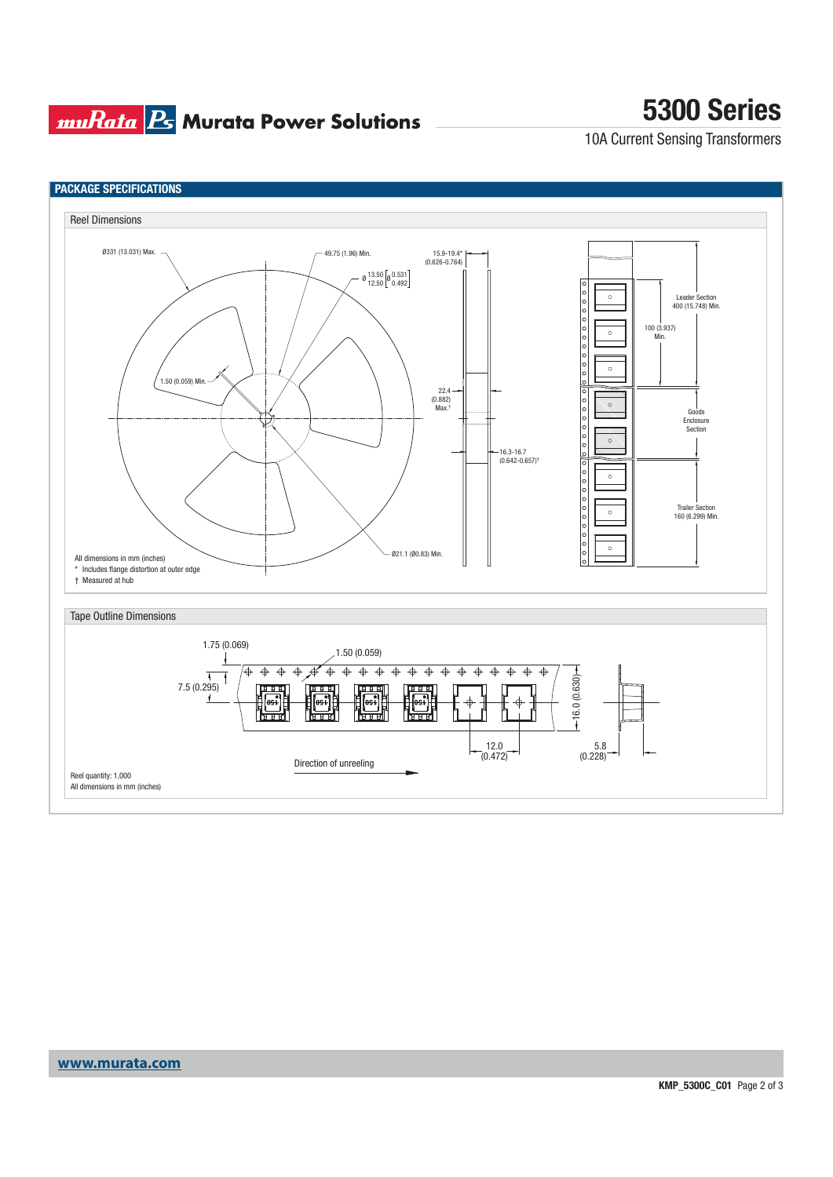## PACKAGE SPECIFICATIONS

### Reel Dimensions

Ø331 (13.031) Max.

49.75 (1.96) Min.

15.9-19.4* (0.626-0.764)

Ø 13.50 / 12.50 [Ø 0.531 / 0.492]

1.50 (0.059) Min.

22.4 (0.882) Max.†

16.3-16.7 (0.642-0.657)†

Ø21.1 (Ø0.83) Min.

Leader Section 400 (15.748) Min.

100 (3.937) Min.

Goods Enclosure Section

Trailer Section 160 (6.299) Min.

All dimensions in mm (inches)

\* Includes flange distortion at outer edge

† Measured at hub

### Tape Outline Dimensions

1.75 (0.069)

1.50 (0.059)

7.5 (0.295)

16.0 (0.630)

12.0 (0.472)

5.8 (0.228)

Direction of unreeling

Reel quantity: 1,000

All dimensions in mm (inches)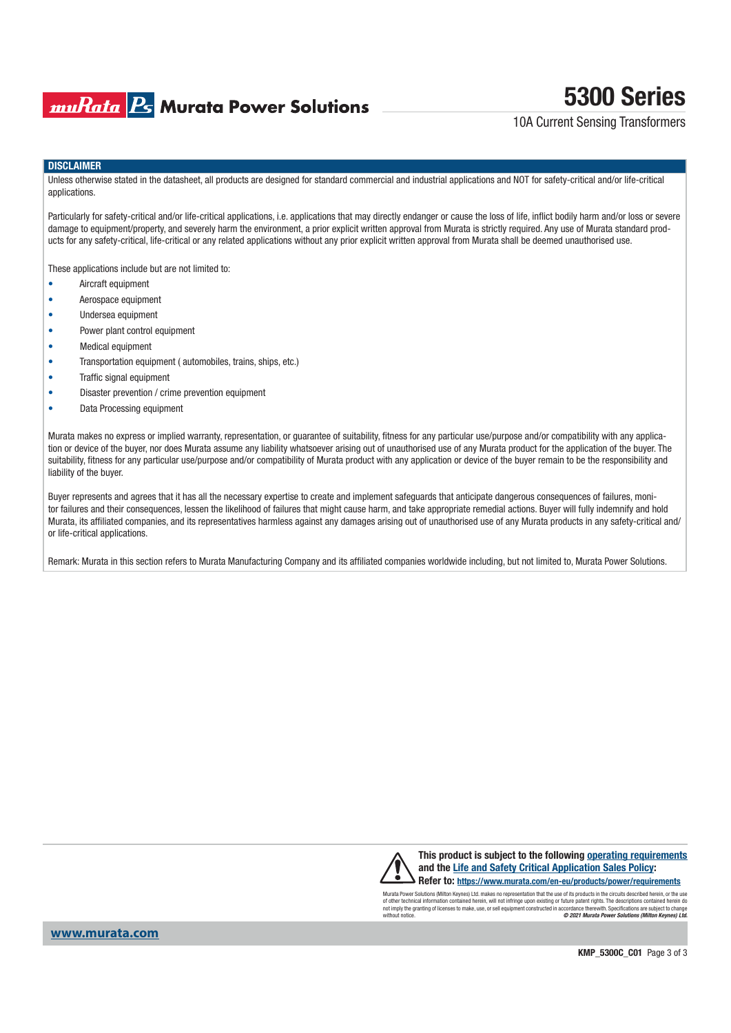## DISCLAIMER

Unless otherwise stated in the datasheet, all products are designed for standard commercial and industrial applications and NOT for safety-critical and/or life-critical applications.

Particularly for safety-critical and/or life-critical applications, i.e. applications that may directly endanger or cause the loss of life, inflict bodily harm and/or loss or severe damage to equipment/property, and severely harm the environment, a prior explicit written approval from Murata is strictly required. Any use of Murata standard products for any safety-critical, life-critical or any related applications without any prior explicit written approval from Murata shall be deemed unauthorised use.

These applications include but are not limited to:

- Aircraft equipment
- Aerospace equipment
- Undersea equipment
- Power plant control equipment
- Medical equipment
- Transportation equipment ( automobiles, trains, ships, etc.)
- Traffic signal equipment
- Disaster prevention / crime prevention equipment
- Data Processing equipment

Murata makes no express or implied warranty, representation, or guarantee of suitability, fitness for any particular use/purpose and/or compatibility with any application or device of the buyer, nor does Murata assume any liability whatsoever arising out of unauthorised use of any Murata product for the application of the buyer. The suitability, fitness for any particular use/purpose and/or compatibility of Murata product with any application or device of the buyer remain to be the responsibility and liability of the buyer.

Buyer represents and agrees that it has all the necessary expertise to create and implement safeguards that anticipate dangerous consequences of failures, monitor failures and their consequences, lessen the likelihood of failures that might cause harm, and take appropriate remedial actions. Buyer will fully indemnify and hold Murata, its affiliated companies, and its representatives harmless against any damages arising out of unauthorised use of any Murata products in any safety-critical and/or life-critical applications.

Remark: Murata in this section refers to Murata Manufacturing Company and its affiliated companies worldwide including, but not limited to, Murata Power Solutions.

**This product is subject to the following operating requirements and the Life and Safety Critical Application Sales Policy:**
**Refer to: https://www.murata.com/en-eu/products/power/requirements**

Murata Power Solutions (Milton Keynes) Ltd. makes no representation that the use of its products in the circuits described herein, or the use of other technical information contained herein, will not infringe upon existing or future patent rights. The descriptions contained herein do not imply the granting of licenses to make, use, or sell equipment constructed in accordance therewith. Specifications are subject to change without notice. *© 2021 Murata Power Solutions (Milton Keynes) Ltd.*